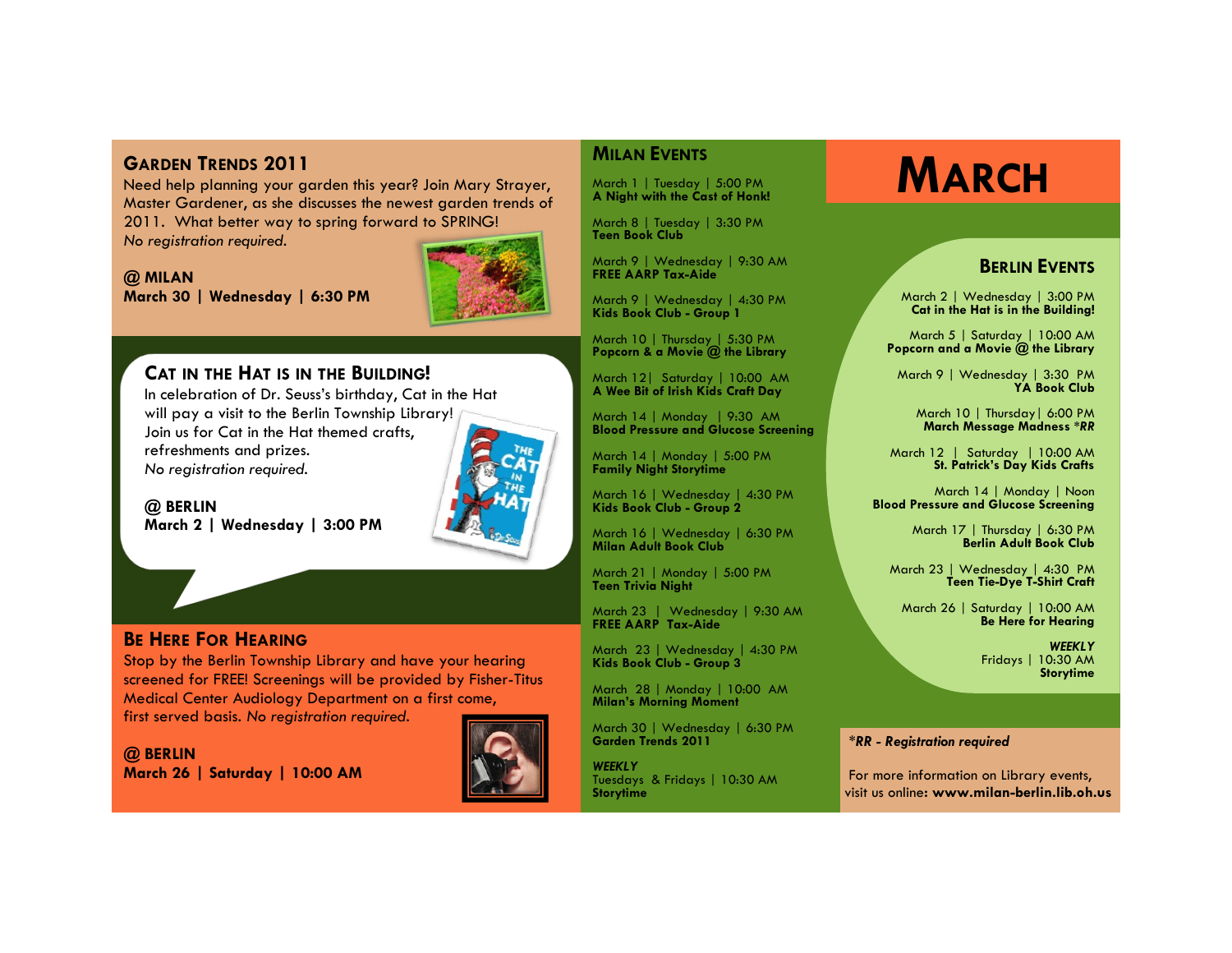## Garden Trends 2011

Need help planning your garden this year? Join Mary Strayer, Master Gardener, as she discusses the newest garden trends of 2011. What better way to spring forward to SPRING!
*No registration required.*

**@ MILAN**
**March 30 | Wednesday | 6:30 PM**

## Cat in the Hat is in the Building!

In celebration of Dr. Seuss's birthday, Cat in the Hat will pay a visit to the Berlin Township Library! Join us for Cat in the Hat themed crafts, refreshments and prizes.
*No registration required.*

**@ BERLIN**
**March 2 | Wednesday | 3:00 PM**

## Be Here For Hearing

Stop by the Berlin Township Library and have your hearing screened for FREE! Screenings will be provided by Fisher-Titus Medical Center Audiology Department on a first come, first served basis. *No registration required.*

**@ BERLIN**
**March 26 | Saturday | 10:00 AM**

## Milan Events

March 1 | Tuesday | 5:00 PM
**A Night with the Cast of Honk!**

March 8 | Tuesday | 3:30 PM
**Teen Book Club**

March 9 | Wednesday | 9:30 AM
**FREE AARP Tax-Aide**

March 9 | Wednesday | 4:30 PM
**Kids Book Club - Group 1**

March 10 | Thursday | 5:30 PM
**Popcorn & a Movie @ the Library**

March 12| Saturday | 10:00 AM
**A Wee Bit of Irish Kids Craft Day**

March 14 | Monday | 9:30 AM
**Blood Pressure and Glucose Screening**

March 14 | Monday | 5:00 PM
**Family Night Storytime**

March 16 | Wednesday | 4:30 PM
**Kids Book Club - Group 2**

March 16 | Wednesday | 6:30 PM
**Milan Adult Book Club**

March 21 | Monday | 5:00 PM
**Teen Trivia Night**

March 23 | Wednesday | 9:30 AM
**FREE AARP Tax-Aide**

March 23 | Wednesday | 4:30 PM
**Kids Book Club - Group 3**

March 28 | Monday | 10:00 AM
**Milan's Morning Moment**

March 30 | Wednesday | 6:30 PM
**Garden Trends 2011**

***WEEKLY***
Tuesdays & Fridays | 10:30 AM
**Storytime**

# March

## Berlin Events

March 2 | Wednesday | 3:00 PM
**Cat in the Hat is in the Building!**

March 5 | Saturday | 10:00 AM
**Popcorn and a Movie @ the Library**

March 9 | Wednesday | 3:30 PM
**YA Book Club**

March 10 | Thursday| 6:00 PM
**March Message Madness *RR**

March 12 | Saturday | 10:00 AM
**St. Patrick's Day Kids Crafts**

March 14 | Monday | Noon
**Blood Pressure and Glucose Screening**

March 17 | Thursday | 6:30 PM
**Berlin Adult Book Club**

March 23 | Wednesday | 4:30 PM
**Teen Tie-Dye T-Shirt Craft**

March 26 | Saturday | 10:00 AM
**Be Here for Hearing**

***WEEKLY***
Fridays | 10:30 AM
**Storytime**

***RR - Registration required***

For more information on Library events, visit us online: **www.milan-berlin.lib.oh.us**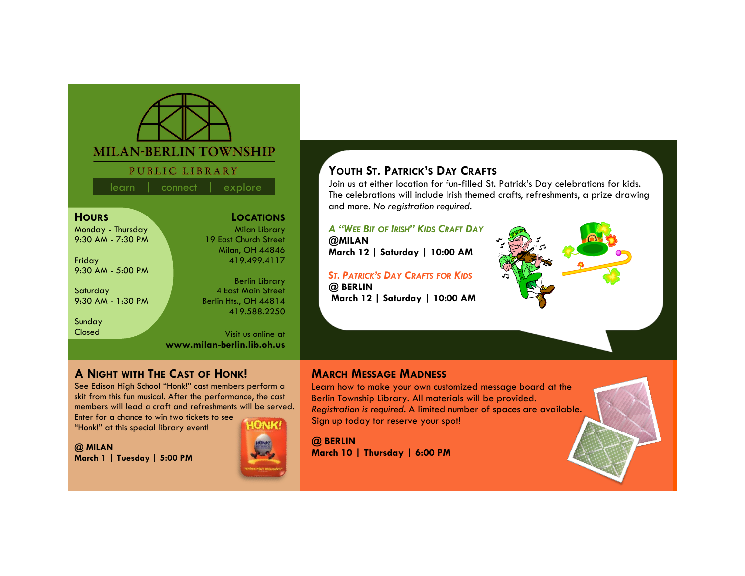MILAN-BERLIN TOWNSHIP

PUBLIC LIBRARY

learn | connect | explore

## Hours

Monday - Thursday
9:30 AM - 7:30 PM

Friday
9:30 AM - 5:00 PM

Saturday
9:30 AM - 1:30 PM

Sunday
Closed

## Locations

Milan Library
19 East Church Street
Milan, OH 44846
419.499.4117

Berlin Library
4 East Main Street
Berlin Hts., OH 44814
419.588.2250

Visit us online at
**www.milan-berlin.lib.oh.us**

## Youth St. Patrick's Day Crafts

Join us at either location for fun-filled St. Patrick's Day celebrations for kids. The celebrations will include Irish themed crafts, refreshments, a prize drawing and more. *No registration required.*

### *A "Wee Bit of Irish" Kids Craft Day*

**@MILAN**
**March 12 | Saturday | 10:00 AM**

### *St. Patrick's Day Crafts for Kids*

**@ BERLIN**
**March 12 | Saturday | 10:00 AM**

## A Night with The Cast of Honk!

See Edison High School "Honk!" cast members perform a skit from this fun musical. After the performance, the cast members will lead a craft and refreshments will be served. Enter for a chance to win two tickets to see "Honk!" at this special library event!

**@ MILAN**
**March 1 | Tuesday | 5:00 PM**

## March Message Madness

Learn how to make your own customized message board at the Berlin Township Library. All materials will be provided. *Registration is required.* A limited number of spaces are available. Sign up today tor reserve your spot!

**@ BERLIN**
**March 10 | Thursday | 6:00 PM**